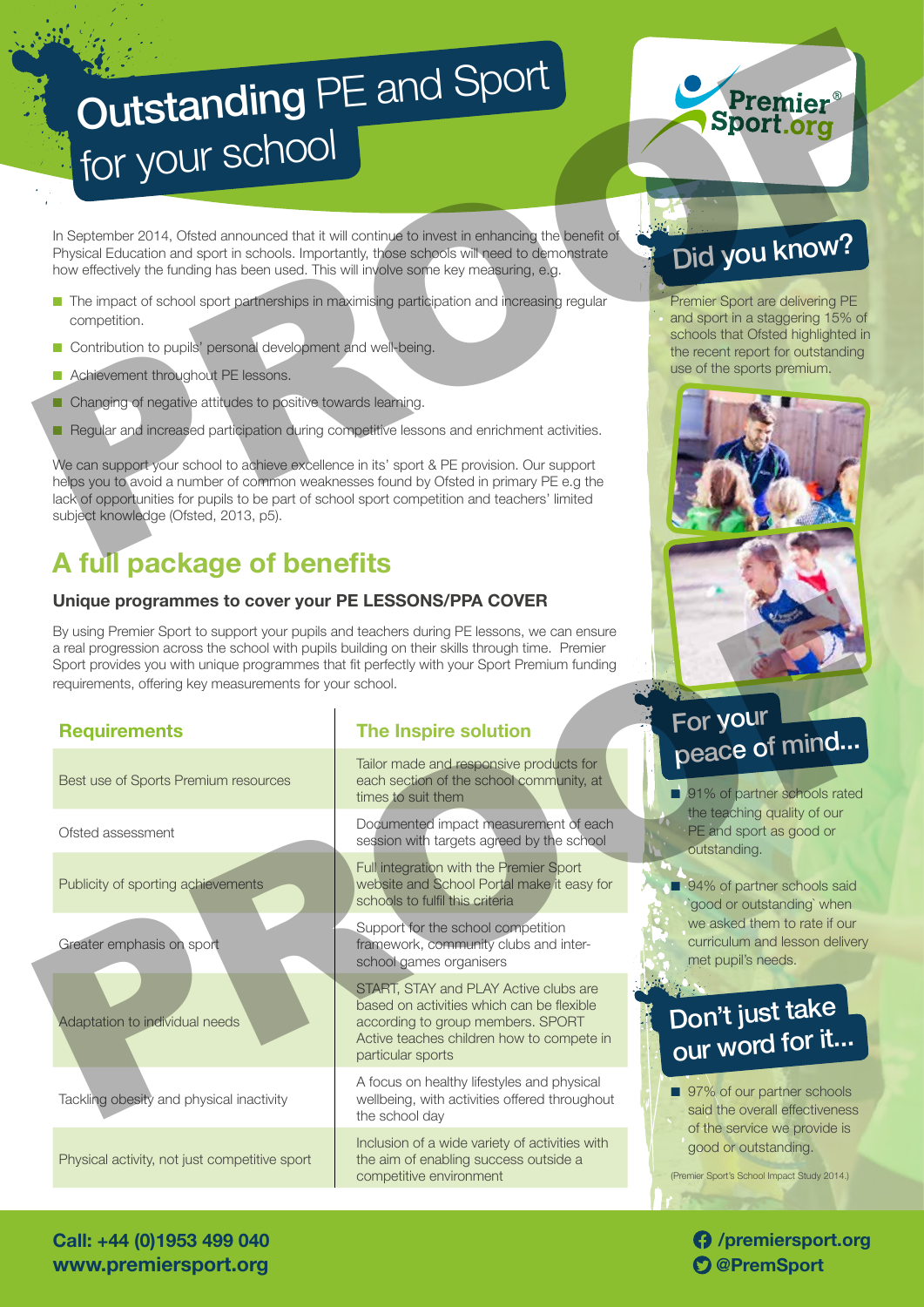# **Outstanding** PE and Sport for your school

Premier Sport.org

In September 2014, Ofsted announced that it will continue to invest in enhancing the benefit of Physical Education and sport in schools. Importantly, those schools will need to demonstrate how effectively the funding has been used. This will involve some key measuring, e.g.

- The impact of school sport partnerships in maximising participation and increasing regular competition.
- Contribution to pupils' personal development and well-being.
- Achievement throughout PE lessons.
- Changing of negative attitudes to positive towards learning.
- Regular and increased participation during competitive lessons and enrichment activities.

We can support your school to achieve excellence in its' sport & PE provision. Our support helps you to avoid a number of common weaknesses found by Ofsted in primary PE e.g the lack of opportunities for pupils to be part of school sport competition and teachers' limited subject knowledge (Ofsted, 2013, p5).

## A full package of benefits

### Unique programmes to cover your PE LESSONS/PPA COVER

By using Premier Sport to support your pupils and teachers during PE lessons, we can ensure a real progression across the school with pupils building on their skills through time. Premier Sport provides you with unique programmes that fit perfectly with your Sport Premium funding requirements, offering key measurements for your school.

| Requirements | The Inspire solution |
|---|---|
| Best use of Sports Premium resources | Tailor made and responsive products for each section of the school community, at times to suit them |
| Ofsted assessment | Documented impact measurement of each session with targets agreed by the school |
| Publicity of sporting achievements | Full integration with the Premier Sport website and School Portal make it easy for schools to fulfil this criteria |
| Greater emphasis on sport | Support for the school competition framework, community clubs and inter-school games organisers |
| Adaptation to individual needs | START, STAY and PLAY Active clubs are based on activities which can be flexible according to group members. SPORT Active teaches children how to compete in particular sports |
| Tackling obesity and physical inactivity | A focus on healthy lifestyles and physical wellbeing, with activities offered throughout the school day |
| Physical activity, not just competitive sport | Inclusion of a wide variety of activities with the aim of enabling success outside a competitive environment |

## Did you know?

Premier Sport are delivering PE and sport in a staggering 15% of schools that Ofsted highlighted in the recent report for outstanding use of the sports premium.

## For your peace of mind...

- 91% of partner schools rated the teaching quality of our PE and sport as good or outstanding.
- 94% of partner schools said 'good or outstanding' when we asked them to rate if our curriculum and lesson delivery met pupil's needs.

## Don't just take our word for it...

- 97% of our partner schools said the overall effectiveness of the service we provide is good or outstanding.

(Premier Sport's School Impact Study 2014.)

**Call: +44 (0)1953 499 040**
**www.premiersport.org**

**/premiersport.org**
**@PremSport**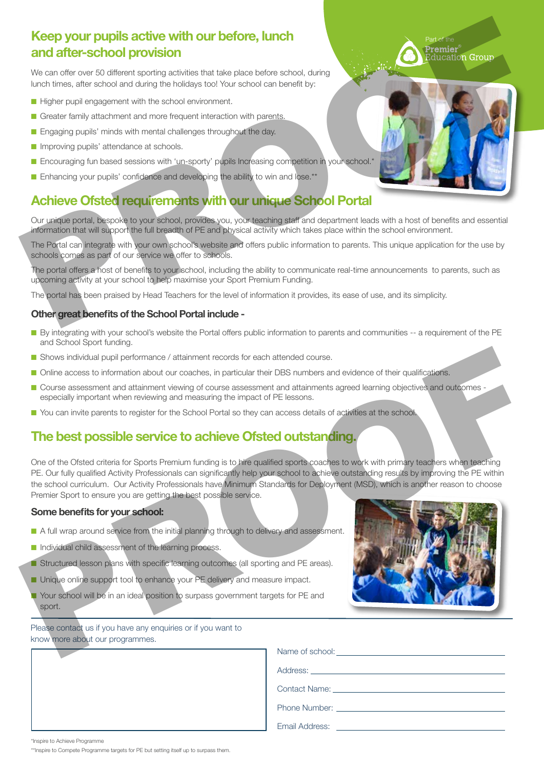## Keep your pupils active with our before, lunch and after-school provision

We can offer over 50 different sporting activities that take place before school, during lunch times, after school and during the holidays too! Your school can benefit by:

- Higher pupil engagement with the school environment.
- Greater family attachment and more frequent interaction with parents.
- Engaging pupils' minds with mental challenges throughout the day.
- Improving pupils' attendance at schools.
- Encouraging fun based sessions with 'un-sporty' pupils Increasing competition in your school.*
- Enhancing your pupils' confidence and developing the ability to win and lose.**

## Achieve Ofsted requirements with our unique School Portal

Our unique portal, bespoke to your school, provides you, your teaching staff and department leads with a host of benefits and essential information that will support the full breadth of PE and physical activity which takes place within the school environment.

The Portal can integrate with your own school's website and offers public information to parents. This unique application for the use by schools comes as part of our service we offer to schools.

The portal offers a host of benefits to your school, including the ability to communicate real-time announcements to parents, such as upcoming activity at your school to help maximise your Sport Premium Funding.

The portal has been praised by Head Teachers for the level of information it provides, its ease of use, and its simplicity.

### Other great benefits of the School Portal include -

- By integrating with your school's website the Portal offers public information to parents and communities -- a requirement of the PE and School Sport funding.
- Shows individual pupil performance / attainment records for each attended course.
- Online access to information about our coaches, in particular their DBS numbers and evidence of their qualifications.
- Course assessment and attainment viewing of course assessment and attainments agreed learning objectives and outcomes - especially important when reviewing and measuring the impact of PE lessons.
- You can invite parents to register for the School Portal so they can access details of activities at the school.

## The best possible service to achieve Ofsted outstanding.

One of the Ofsted criteria for Sports Premium funding is to hire qualified sports coaches to work with primary teachers when teaching PE. Our fully qualified Activity Professionals can significantly help your school to achieve outstanding results by improving the PE within the school curriculum. Our Activity Professionals have Minimum Standards for Deployment (MSD), which is another reason to choose Premier Sport to ensure you are getting the best possible service.

### Some benefits for your school:

- A full wrap around service from the initial planning through to delivery and assessment.
- Individual child assessment of the learning process.
- Structured lesson plans with specific learning outcomes (all sporting and PE areas).
- Unique online support tool to enhance your PE delivery and measure impact.
- Your school will be in an ideal position to surpass government targets for PE and sport.

Please contact us if you have any enquiries or if you want to know more about our programmes.

Name of school: ____________________

Address: ____________________

Contact Name: ____________________

Phone Number: ____________________

Email Address: ____________________

*Inspire to Achieve Programme

**Inspire to Compete Programme targets for PE but setting itself up to surpass them.